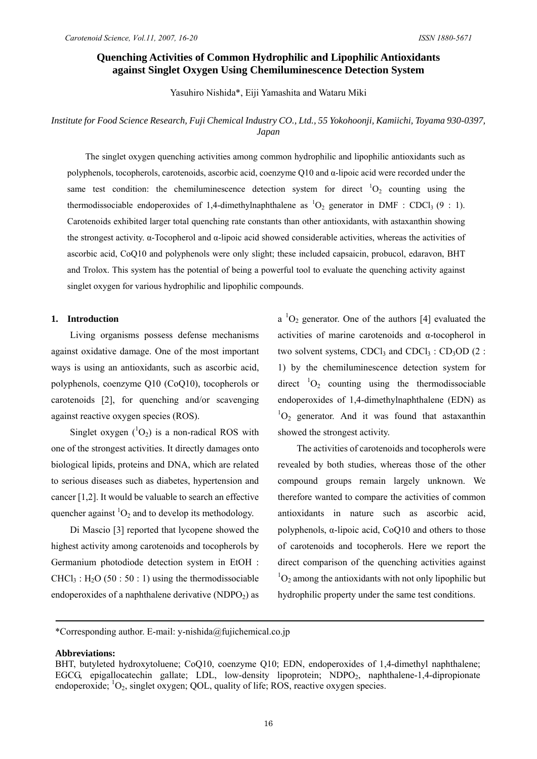# Quenching Activities of Common Hydrophilic and Lipophilic Antioxidants against Singlet Oxygen Using Chemiluminescence Detection System

Yasuhiro Nishida*, Eiji Yamashita and Wataru Miki

*Institute for Food Science Research, Fuji Chemical Industry CO., Ltd., 55 Yokohoonji, Kamiichi, Toyama 930-0397, Japan*

The singlet oxygen quenching activities among common hydrophilic and lipophilic antioxidants such as polyphenols, tocopherols, carotenoids, ascorbic acid, coenzyme Q10 and α-lipoic acid were recorded under the same test condition: the chemiluminescence detection system for direct $^1O_2$ counting using the thermodissociable endoperoxides of 1,4-dimethylnaphthalene as $^1O_2$ generator in DMF : $CDCl_3$ (9 : 1). Carotenoids exhibited larger total quenching rate constants than other antioxidants, with astaxanthin showing the strongest activity. α-Tocopherol and α-lipoic acid showed considerable activities, whereas the activities of ascorbic acid, CoQ10 and polyphenols were only slight; these included capsaicin, probucol, edaravon, BHT and Trolox. This system has the potential of being a powerful tool to evaluate the quenching activity against singlet oxygen for various hydrophilic and lipophilic compounds.

## 1. Introduction

Living organisms possess defense mechanisms against oxidative damage. One of the most important ways is using an antioxidants, such as ascorbic acid, polyphenols, coenzyme Q10 (CoQ10), tocopherols or carotenoids [2], for quenching and/or scavenging against reactive oxygen species (ROS).

Singlet oxygen ($^1O_2$) is a non-radical ROS with one of the strongest activities. It directly damages onto biological lipids, proteins and DNA, which are related to serious diseases such as diabetes, hypertension and cancer [1,2]. It would be valuable to search an effective quencher against $^1O_2$ and to develop its methodology.

Di Mascio [3] reported that lycopene showed the highest activity among carotenoids and tocopherols by Germanium photodiode detection system in EtOH : $CHCl_3$ : $H_2O$ (50 : 50 : 1) using the thermodissociable endoperoxides of a naphthalene derivative ($NDPO_2$) as a $^1O_2$ generator. One of the authors [4] evaluated the activities of marine carotenoids and α-tocopherol in two solvent systems, $CDCl_3$ and $CDCl_3$ : $CD_3OD$ (2 : 1) by the chemiluminescence detection system for direct $^1O_2$ counting using the thermodissociable endoperoxides of 1,4-dimethylnaphthalene (EDN) as $^1O_2$ generator. And it was found that astaxanthin showed the strongest activity.

The activities of carotenoids and tocopherols were revealed by both studies, whereas those of the other compound groups remain largely unknown. We therefore wanted to compare the activities of common antioxidants in nature such as ascorbic acid, polyphenols, α-lipoic acid, CoQ10 and others to those of carotenoids and tocopherols. Here we report the direct comparison of the quenching activities against $^1O_2$ among the antioxidants with not only lipophilic but hydrophilic property under the same test conditions.

---

*Corresponding author. E-mail: y-nishida@fujichemical.co.jp

**Abbreviations:**
BHT, butyleted hydroxytoluene; CoQ10, coenzyme Q10; EDN, endoperoxides of 1,4-dimethyl naphthalene; EGCG, epigallocatechin gallate; LDL, low-density lipoprotein; $NDPO_2$, naphthalene-1,4-dipropionate endoperoxide; $^1O_2$, singlet oxygen; QOL, quality of life; ROS, reactive oxygen species.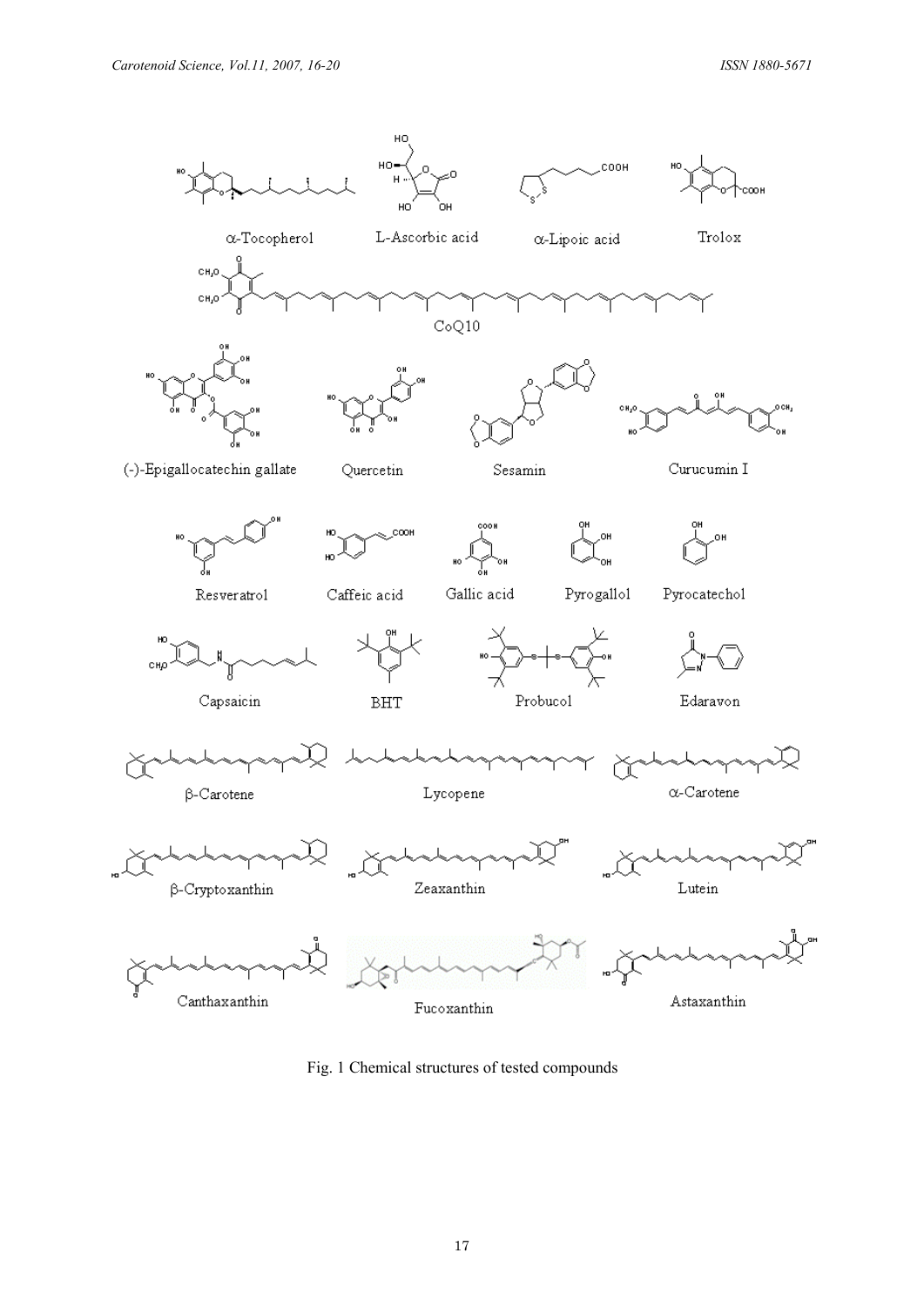Fig. 1 Chemical structures of tested compounds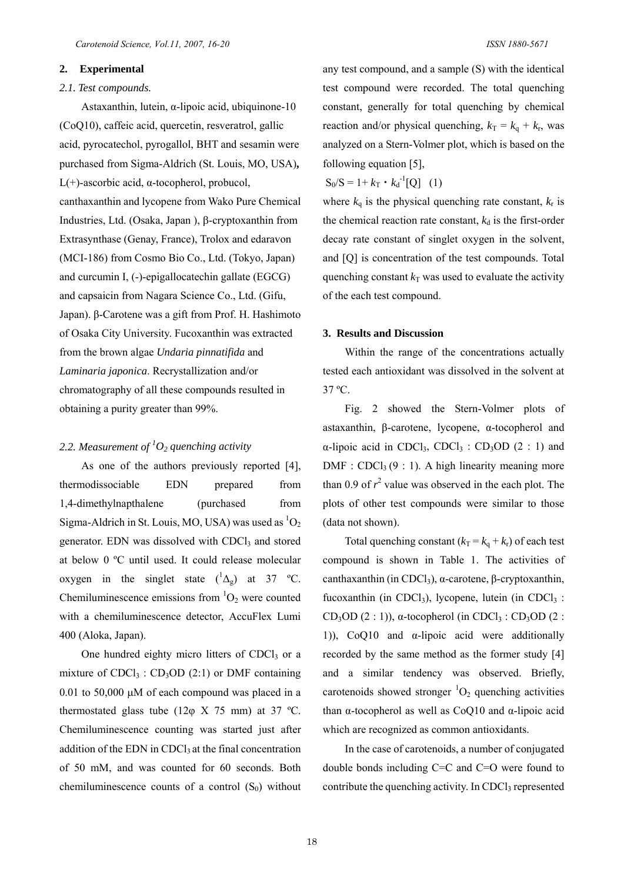## 2. Experimental

### *2.1. Test compounds.*

Astaxanthin, lutein, α-lipoic acid, ubiquinone-10 (CoQ10), caffeic acid, quercetin, resveratrol, gallic acid, pyrocatechol, pyrogallol, BHT and sesamin were purchased from Sigma-Aldrich (St. Louis, MO, USA)**,** L(+)-ascorbic acid, α-tocopherol, probucol, canthaxanthin and lycopene from Wako Pure Chemical Industries, Ltd. (Osaka, Japan ), β-cryptoxanthin from Extrasynthase (Genay, France), Trolox and edaravon (MCI-186) from Cosmo Bio Co., Ltd. (Tokyo, Japan) and curcumin I, (-)-epigallocatechin gallate (EGCG) and capsaicin from Nagara Science Co., Ltd. (Gifu, Japan). β-Carotene was a gift from Prof. H. Hashimoto of Osaka City University. Fucoxanthin was extracted from the brown algae *Undaria pinnatifida* and *Laminaria japonica*. Recrystallization and/or chromatography of all these compounds resulted in obtaining a purity greater than 99%.

### *2.2. Measurement of $^1O_2$ quenching activity*

As one of the authors previously reported [4], thermodissociable EDN prepared from 1,4-dimethylnapthalene (purchased from Sigma-Aldrich in St. Louis, MO, USA) was used as $^1O_2$ generator. EDN was dissolved with $CDCl_3$ and stored at below 0 ºC until used. It could release molecular oxygen in the singlet state ($^1\Delta_g$) at 37 ºC. Chemiluminescence emissions from $^1O_2$ were counted with a chemiluminescence detector, AccuFlex Lumi 400 (Aloka, Japan).

One hundred eighty micro litters of $CDCl_3$ or a mixture of $CDCl_3$ : $CD_3OD$ (2:1) or DMF containing 0.01 to 50,000 μM of each compound was placed in a thermostated glass tube (12φ X 75 mm) at 37 ºC. Chemiluminescence counting was started just after addition of the EDN in $CDCl_3$ at the final concentration of 50 mM, and was counted for 60 seconds. Both chemiluminescence counts of a control ($S_0$) without any test compound, and a sample (S) with the identical test compound were recorded. The total quenching constant, generally for total quenching by chemical reaction and/or physical quenching, $k_T = k_q + k_r$, was analyzed on a Stern-Volmer plot, which is based on the following equation [5],

$$S_0/S = 1 + k_T \cdot k_d^{-1}[Q] \quad (1)$$

where $k_q$ is the physical quenching rate constant, $k_r$ is the chemical reaction rate constant, $k_d$ is the first-order decay rate constant of singlet oxygen in the solvent, and [Q] is concentration of the test compounds. Total quenching constant $k_T$ was used to evaluate the activity of the each test compound.

## 3. Results and Discussion

Within the range of the concentrations actually tested each antioxidant was dissolved in the solvent at 37 ºC.

Fig. 2 showed the Stern-Volmer plots of astaxanthin, β-carotene, lycopene, α-tocopherol and α-lipoic acid in $CDCl_3$, $CDCl_3$ : $CD_3OD$ (2 : 1) and DMF : $CDCl_3$ (9 : 1). A high linearity meaning more than 0.9 of $r^2$ value was observed in the each plot. The plots of other test compounds were similar to those (data not shown).

Total quenching constant ($k_T = k_q + k_r$) of each test compound is shown in Table 1. The activities of canthaxanthin (in $CDCl_3$), α-carotene, β-cryptoxanthin, fucoxanthin (in $CDCl_3$), lycopene, lutein (in $CDCl_3$ : $CD_3OD$ (2 : 1)), α-tocopherol (in $CDCl_3$ : $CD_3OD$ (2 : 1)), CoQ10 and α-lipoic acid were additionally recorded by the same method as the former study [4] and a similar tendency was observed. Briefly, carotenoids showed stronger $^1O_2$ quenching activities than α-tocopherol as well as CoQ10 and α-lipoic acid which are recognized as common antioxidants.

In the case of carotenoids, a number of conjugated double bonds including C=C and C=O were found to contribute the quenching activity. In $CDCl_3$ represented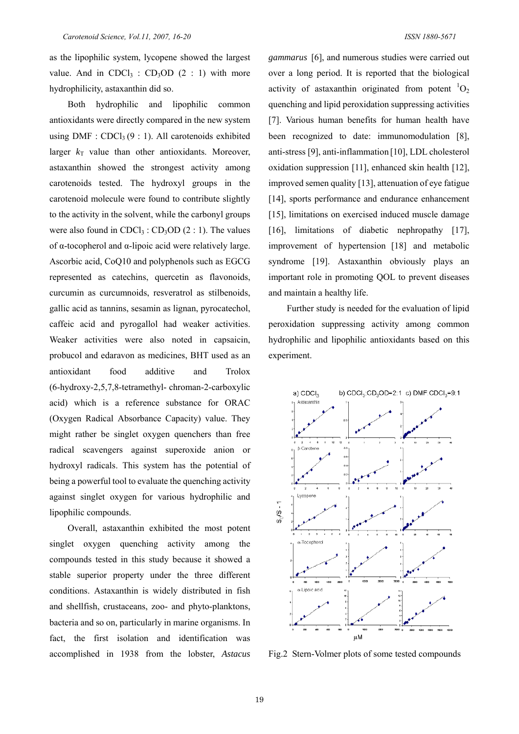as the lipophilic system, lycopene showed the largest value. And in $CDCl_3$ : $CD_3OD$ (2 : 1) with more hydrophilicity, astaxanthin did so.

Both hydrophilic and lipophilic common antioxidants were directly compared in the new system using DMF : $CDCl_3$ (9 : 1). All carotenoids exhibited larger $k_T$ value than other antioxidants. Moreover, astaxanthin showed the strongest activity among carotenoids tested. The hydroxyl groups in the carotenoid molecule were found to contribute slightly to the activity in the solvent, while the carbonyl groups were also found in $CDCl_3$ : $CD_3OD$ (2 : 1). The values of α-tocopherol and α-lipoic acid were relatively large. Ascorbic acid, CoQ10 and polyphenols such as EGCG represented as catechins, quercetin as flavonoids, curcumin as curcumnoids, resveratrol as stilbenoids, gallic acid as tannins, sesamin as lignan, pyrocatechol, caffeic acid and pyrogallol had weaker activities. Weaker activities were also noted in capsaicin, probucol and edaravon as medicines, BHT used as an antioxidant food additive and Trolox (6-hydroxy-2,5,7,8-tetramethyl- chroman-2-carboxylic acid) which is a reference substance for ORAC (Oxygen Radical Absorbance Capacity) value. They might rather be singlet oxygen quenchers than free radical scavengers against superoxide anion or hydroxyl radicals. This system has the potential of being a powerful tool to evaluate the quenching activity against singlet oxygen for various hydrophilic and lipophilic compounds.

Overall, astaxanthin exhibited the most potent singlet oxygen quenching activity among the compounds tested in this study because it showed a stable superior property under the three different conditions. Astaxanthin is widely distributed in fish and shellfish, crustaceans, zoo- and phyto-planktons, bacteria and so on, particularly in marine organisms. In fact, the first isolation and identification was accomplished in 1938 from the lobster, *Astacus gammarus* [6], and numerous studies were carried out over a long period. It is reported that the biological activity of astaxanthin originated from potent $^1O_2$ quenching and lipid peroxidation suppressing activities [7]. Various human benefits for human health have been recognized to date: immunomodulation [8], anti-stress [9], anti-inflammation [10], LDL cholesterol oxidation suppression [11], enhanced skin health [12], improved semen quality [13], attenuation of eye fatigue [14], sports performance and endurance enhancement [15], limitations on exercised induced muscle damage [16], limitations of diabetic nephropathy [17], improvement of hypertension [18] and metabolic syndrome [19]. Astaxanthin obviously plays an important role in promoting QOL to prevent diseases and maintain a healthy life.

Further study is needed for the evaluation of lipid peroxidation suppressing activity among common hydrophilic and lipophilic antioxidants based on this experiment.

Fig.2 Stern-Volmer plots of some tested compounds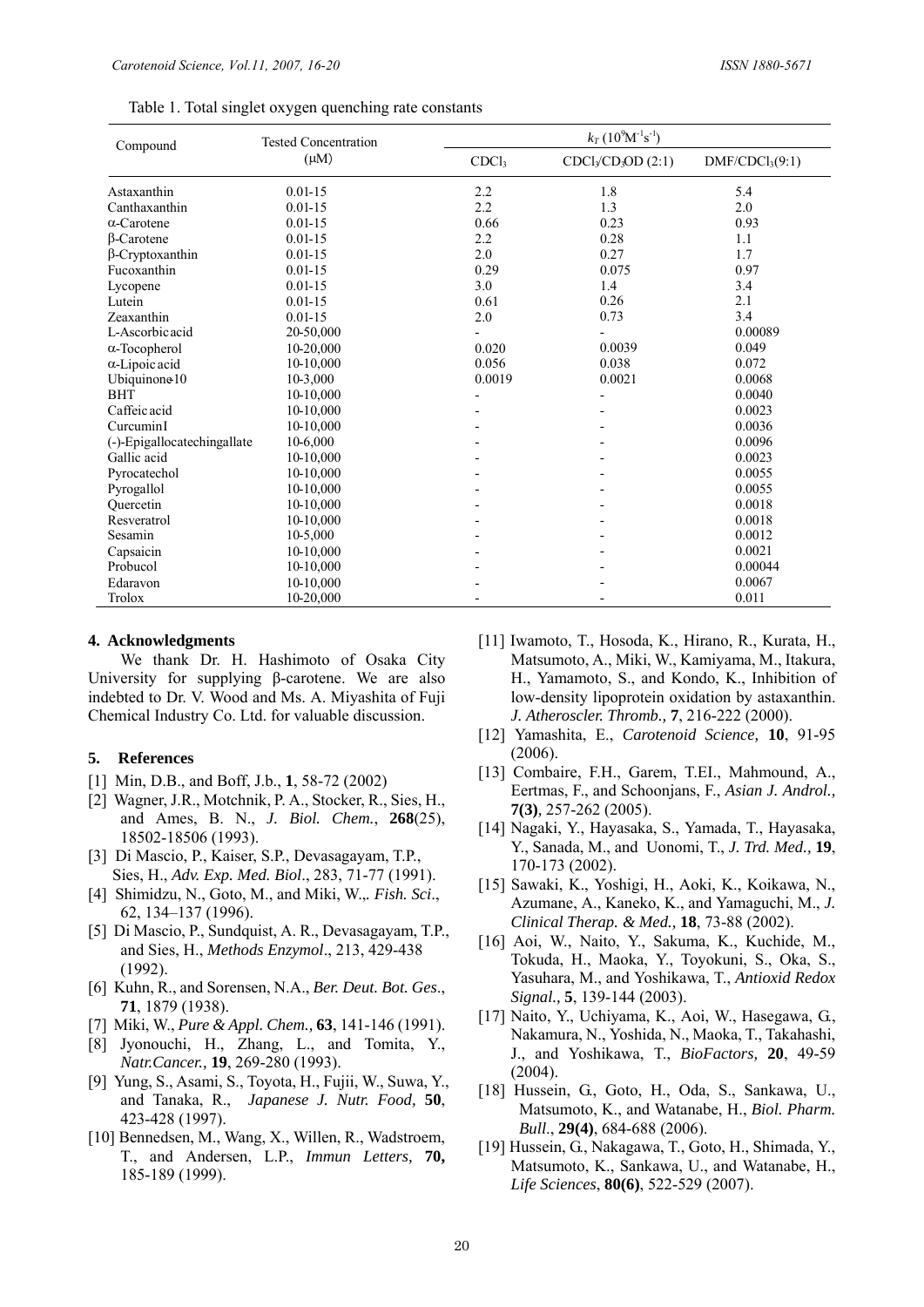Table 1. Total singlet oxygen quenching rate constants

| Compound | Tested Concentration ($\mu$M) | $k_T$ ($10^9 M^{-1}s^{-1}$) | | |
|---|---|---|---|---|
| | | $CDCl_3$ | $CDCl_3/CD_3OD$ (2:1) | $DMF/CDCl_3$(9:1) |
| Astaxanthin | 0.01-15 | 2.2 | 1.8 | 5.4 |
| Canthaxanthin | 0.01-15 | 2.2 | 1.3 | 2.0 |
| α-Carotene | 0.01-15 | 0.66 | 0.23 | 0.93 |
| β-Carotene | 0.01-15 | 2.2 | 0.28 | 1.1 |
| β-Cryptoxanthin | 0.01-15 | 2.0 | 0.27 | 1.7 |
| Fucoxanthin | 0.01-15 | 0.29 | 0.075 | 0.97 |
| Lycopene | 0.01-15 | 3.0 | 1.4 | 3.4 |
| Lutein | 0.01-15 | 0.61 | 0.26 | 2.1 |
| Zeaxanthin | 0.01-15 | 2.0 | 0.73 | 3.4 |
| L-Ascorbic acid | 20-50,000 | - | - | 0.00089 |
| α-Tocopherol | 10-20,000 | 0.020 | 0.0039 | 0.049 |
| α-Lipoic acid | 10-10,000 | 0.056 | 0.038 | 0.072 |
| Ubiquinone-10 | 10-3,000 | 0.0019 | 0.0021 | 0.0068 |
| BHT | 10-10,000 | - | - | 0.0040 |
| Caffeic acid | 10-10,000 | - | - | 0.0023 |
| CurcuminI | 10-10,000 | - | - | 0.0036 |
| (-)-Epigallocatechingallate | 10-6,000 | - | - | 0.0096 |
| Gallic acid | 10-10,000 | - | - | 0.0023 |
| Pyrocatechol | 10-10,000 | - | - | 0.0055 |
| Pyrogallol | 10-10,000 | - | - | 0.0055 |
| Quercetin | 10-10,000 | - | - | 0.0018 |
| Resveratrol | 10-10,000 | - | - | 0.0018 |
| Sesamin | 10-5,000 | - | - | 0.0012 |
| Capsaicin | 10-10,000 | - | - | 0.0021 |
| Probucol | 10-10,000 | - | - | 0.00044 |
| Edaravon | 10-10,000 | - | - | 0.0067 |
| Trolox | 10-20,000 | - | - | 0.011 |

## 4. Acknowledgments

We thank Dr. H. Hashimoto of Osaka City University for supplying β-carotene. We are also indebted to Dr. V. Wood and Ms. A. Miyashita of Fuji Chemical Industry Co. Ltd. for valuable discussion.

## 5. References

[1] Min, D.B., and Boff, J.b., **1**, 58-72 (2002)

[2] Wagner, J.R., Motchnik, P. A., Stocker, R., Sies, H., and Ames, B. N., *J. Biol. Chem.*, **268**(25), 18502-18506 (1993).

[3] Di Mascio, P., Kaiser, S.P., Devasagayam, T.P., Sies, H., *Adv. Exp. Med. Biol*., 283, 71-77 (1991).

[4] Shimidzu, N., Goto, M., and Miki, W.,. *Fish. Sci*., 62, 134–137 (1996).

[5] Di Mascio, P., Sundquist, A. R., Devasagayam, T.P., and Sies, H., *Methods Enzymol*., 213, 429-438 (1992).

[6] Kuhn, R., and Sorensen, N.A., *Ber. Deut. Bot. Ges*., **71**, 1879 (1938).

[7] Miki, W., *Pure & Appl. Chem.,* **63**, 141-146 (1991).

[8] Jyonouchi, H., Zhang, L., and Tomita, Y., *Natr.Cancer.,* **19**, 269-280 (1993).

[9] Yung, S., Asami, S., Toyota, H., Fujii, W., Suwa, Y., and Tanaka, R., *Japanese J. Nutr. Food,* **50**, 423-428 (1997).

[10] Bennedsen, M., Wang, X., Willen, R., Wadstroem, T., and Andersen, L.P., *Immun Letters,* **70,** 185-189 (1999).

[11] Iwamoto, T., Hosoda, K., Hirano, R., Kurata, H., Matsumoto, A., Miki, W., Kamiyama, M., Itakura, H., Yamamoto, S., and Kondo, K., Inhibition of low-density lipoprotein oxidation by astaxanthin. *J. Atheroscler. Thromb.,* **7**, 216-222 (2000).

[12] Yamashita, E., *Carotenoid Science,* **10**, 91-95 (2006).

[13] Combaire, F.H., Garem, T.EI., Mahmound, A., Eertmas, F., and Schoonjans, F., *Asian J. Androl.,* **7(3)**, 257-262 (2005).

[14] Nagaki, Y., Hayasaka, S., Yamada, T., Hayasaka, Y., Sanada, M., and Uonomi, T., *J. Trd. Med.,* **19**, 170-173 (2002).

[15] Sawaki, K., Yoshigi, H., Aoki, K., Koikawa, N., Azumane, A., Kaneko, K., and Yamaguchi, M., *J. Clinical Therap. & Med.,* **18**, 73-88 (2002).

[16] Aoi, W., Naito, Y., Sakuma, K., Kuchide, M., Tokuda, H., Maoka, T., Toyokuni, S., Oka, S., Yasuhara, M., and Yoshikawa, T., *Antioxid Redox Signal.,* **5**, 139-144 (2003).

[17] Naito, Y., Uchiyama, K., Aoi, W., Hasegawa, G., Nakamura, N., Yoshida, N., Maoka, T., Takahashi, J., and Yoshikawa, T., *BioFactors,* **20**, 49-59 (2004).

[18] Hussein, G., Goto, H., Oda, S., Sankawa, U., Matsumoto, K., and Watanabe, H., *Biol. Pharm. Bull*., **29(4)**, 684-688 (2006).

[19] Hussein, G., Nakagawa, T., Goto, H., Shimada, Y., Matsumoto, K., Sankawa, U., and Watanabe, H., *Life Sciences*, **80(6)**, 522-529 (2007).